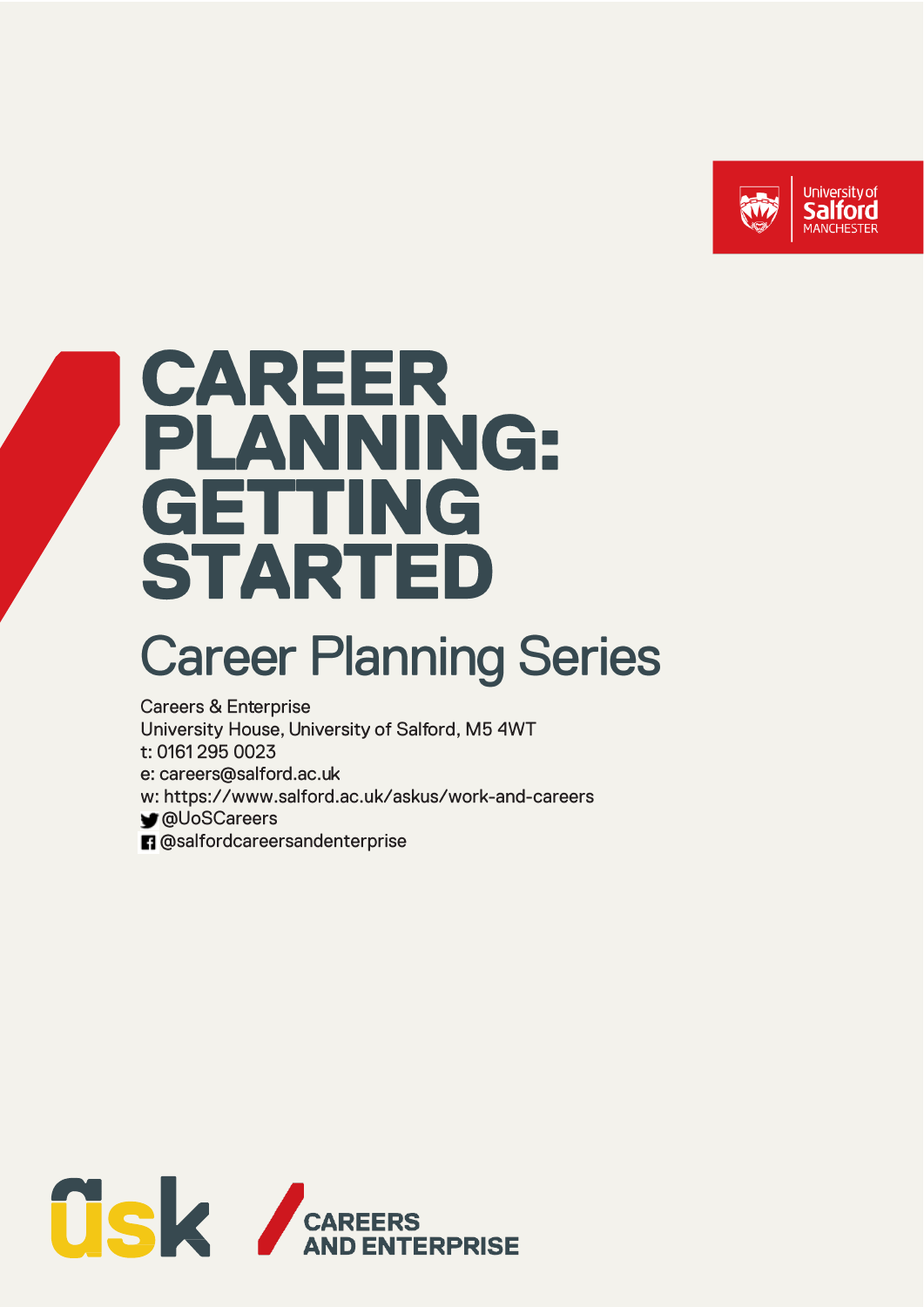University of Salford MANCHESTER

# CAREER PLANNING: GETTING STARTED

## Career Planning Series

Careers & Enterprise
University House, University of Salford, M5 4WT
t: 0161 295 0023
e: careers@salford.ac.uk
w: https://www.salford.ac.uk/askus/work-and-careers
@UoSCareers
@salfordcareersandenterprise

ask

CAREERS AND ENTERPRISE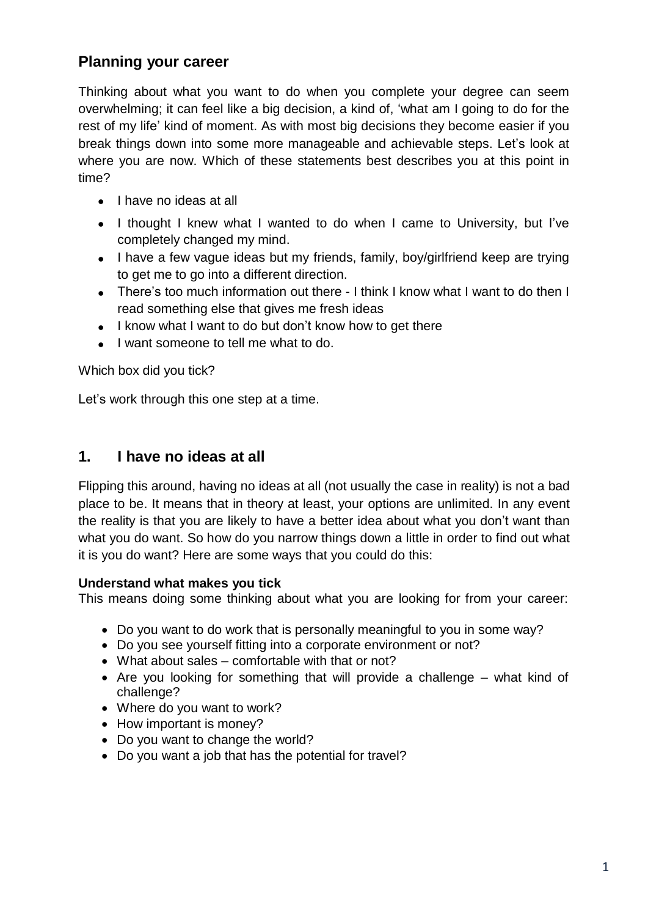## Planning your career

Thinking about what you want to do when you complete your degree can seem overwhelming; it can feel like a big decision, a kind of, 'what am I going to do for the rest of my life' kind of moment. As with most big decisions they become easier if you break things down into some more manageable and achievable steps. Let's look at where you are now. Which of these statements best describes you at this point in time?

- I have no ideas at all
- I thought I knew what I wanted to do when I came to University, but I've completely changed my mind.
- I have a few vague ideas but my friends, family, boy/girlfriend keep are trying to get me to go into a different direction.
- There's too much information out there - I think I know what I want to do then I read something else that gives me fresh ideas
- I know what I want to do but don't know how to get there
- I want someone to tell me what to do.

Which box did you tick?

Let's work through this one step at a time.

## 1. I have no ideas at all

Flipping this around, having no ideas at all (not usually the case in reality) is not a bad place to be. It means that in theory at least, your options are unlimited. In any event the reality is that you are likely to have a better idea about what you don't want than what you do want. So how do you narrow things down a little in order to find out what it is you do want? Here are some ways that you could do this:

**Understand what makes you tick**
This means doing some thinking about what you are looking for from your career:

- Do you want to do work that is personally meaningful to you in some way?
- Do you see yourself fitting into a corporate environment or not?
- What about sales – comfortable with that or not?
- Are you looking for something that will provide a challenge – what kind of challenge?
- Where do you want to work?
- How important is money?
- Do you want to change the world?
- Do you want a job that has the potential for travel?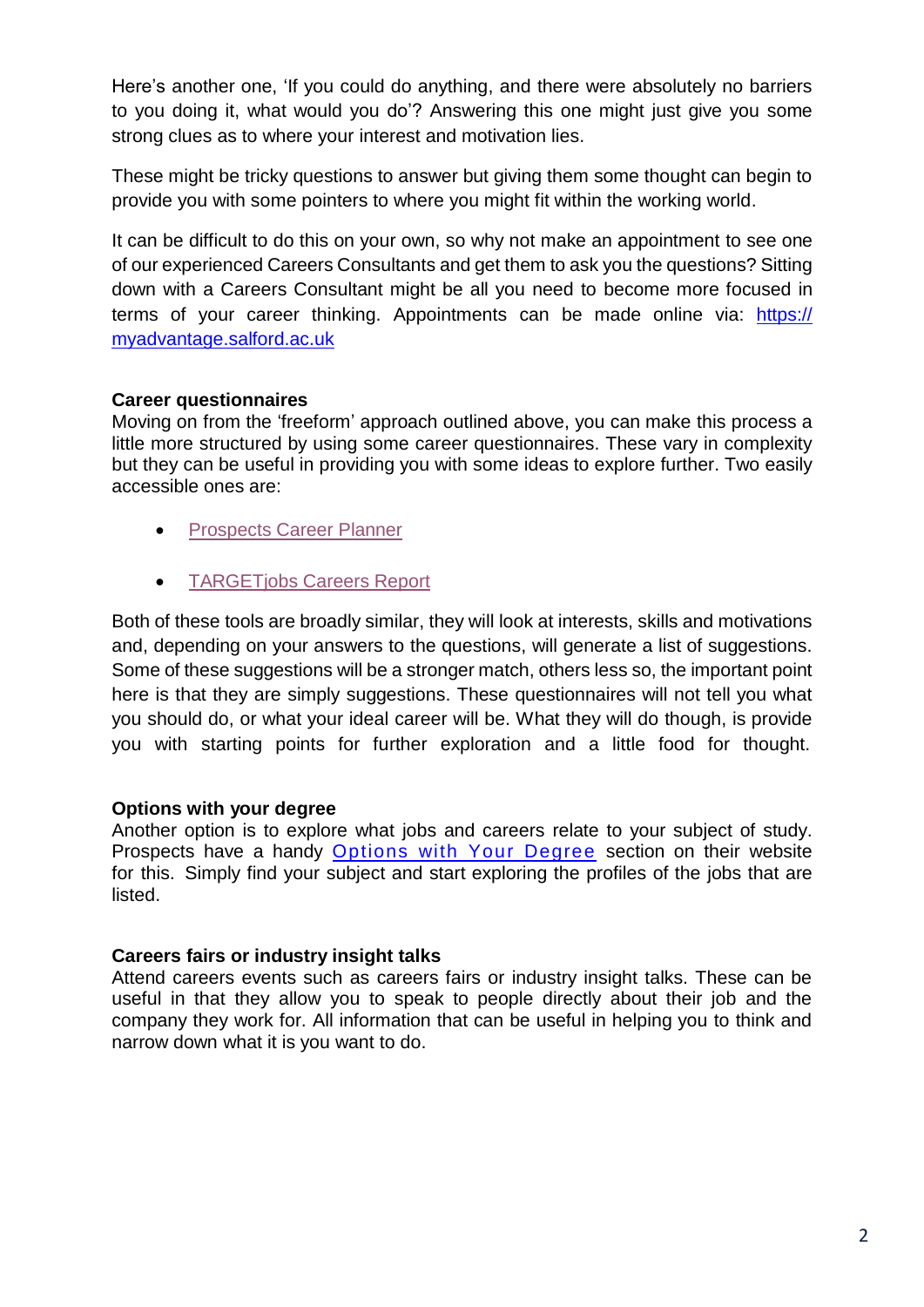Here's another one, 'If you could do anything, and there were absolutely no barriers to you doing it, what would you do'? Answering this one might just give you some strong clues as to where your interest and motivation lies.

These might be tricky questions to answer but giving them some thought can begin to provide you with some pointers to where you might fit within the working world.

It can be difficult to do this on your own, so why not make an appointment to see one of our experienced Careers Consultants and get them to ask you the questions? Sitting down with a Careers Consultant might be all you need to become more focused in terms of your career thinking. Appointments can be made online via: [https://myadvantage.salford.ac.uk](https://myadvantage.salford.ac.uk)

**Career questionnaires**

Moving on from the 'freeform' approach outlined above, you can make this process a little more structured by using some career questionnaires. These vary in complexity but they can be useful in providing you with some ideas to explore further. Two easily accessible ones are:

- Prospects Career Planner
- TARGETjobs Careers Report

Both of these tools are broadly similar, they will look at interests, skills and motivations and, depending on your answers to the questions, will generate a list of suggestions. Some of these suggestions will be a stronger match, others less so, the important point here is that they are simply suggestions. These questionnaires will not tell you what you should do, or what your ideal career will be. What they will do though, is provide you with starting points for further exploration and a little food for thought.

**Options with your degree**

Another option is to explore what jobs and careers relate to your subject of study. Prospects have a handy Options with Your Degree section on their website for this. Simply find your subject and start exploring the profiles of the jobs that are listed.

**Careers fairs or industry insight talks**

Attend careers events such as careers fairs or industry insight talks. These can be useful in that they allow you to speak to people directly about their job and the company they work for. All information that can be useful in helping you to think and narrow down what it is you want to do.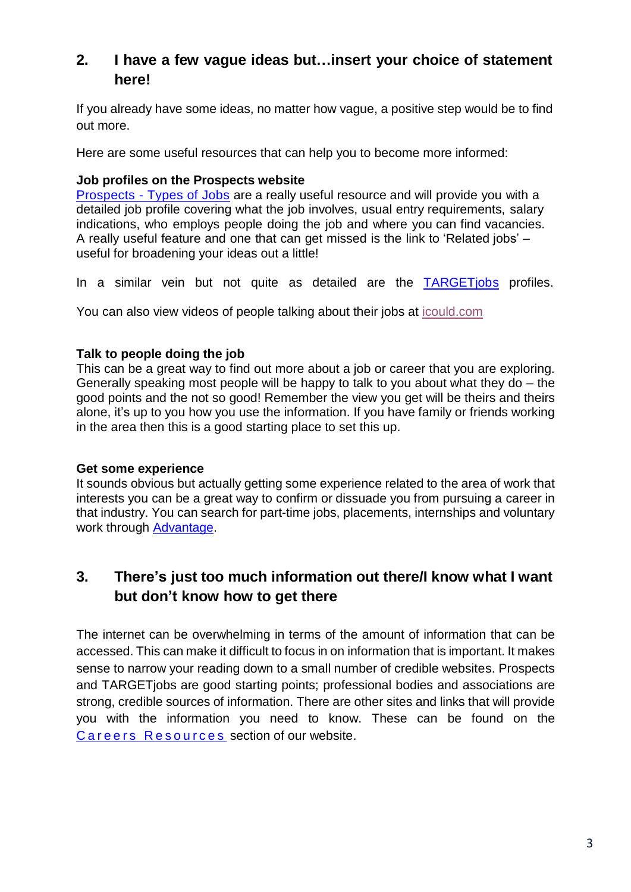## 2. I have a few vague ideas but…insert your choice of statement here!

If you already have some ideas, no matter how vague, a positive step would be to find out more.

Here are some useful resources that can help you to become more informed:

**Job profiles on the Prospects website**
Prospects - Types of Jobs are a really useful resource and will provide you with a detailed job profile covering what the job involves, usual entry requirements, salary indications, who employs people doing the job and where you can find vacancies. A really useful feature and one that can get missed is the link to 'Related jobs' – useful for broadening your ideas out a little!

In a similar vein but not quite as detailed are the TARGETjobs profiles.

You can also view videos of people talking about their jobs at icould.com

**Talk to people doing the job**
This can be a great way to find out more about a job or career that you are exploring. Generally speaking most people will be happy to talk to you about what they do – the good points and the not so good! Remember the view you get will be theirs and theirs alone, it's up to you how you use the information. If you have family or friends working in the area then this is a good starting place to set this up.

**Get some experience**
It sounds obvious but actually getting some experience related to the area of work that interests you can be a great way to confirm or dissuade you from pursuing a career in that industry. You can search for part-time jobs, placements, internships and voluntary work through Advantage.

## 3. There's just too much information out there/I know what I want but don't know how to get there

The internet can be overwhelming in terms of the amount of information that can be accessed. This can make it difficult to focus in on information that is important. It makes sense to narrow your reading down to a small number of credible websites. Prospects and TARGETjobs are good starting points; professional bodies and associations are strong, credible sources of information. There are other sites and links that will provide you with the information you need to know. These can be found on the Careers Resources section of our website.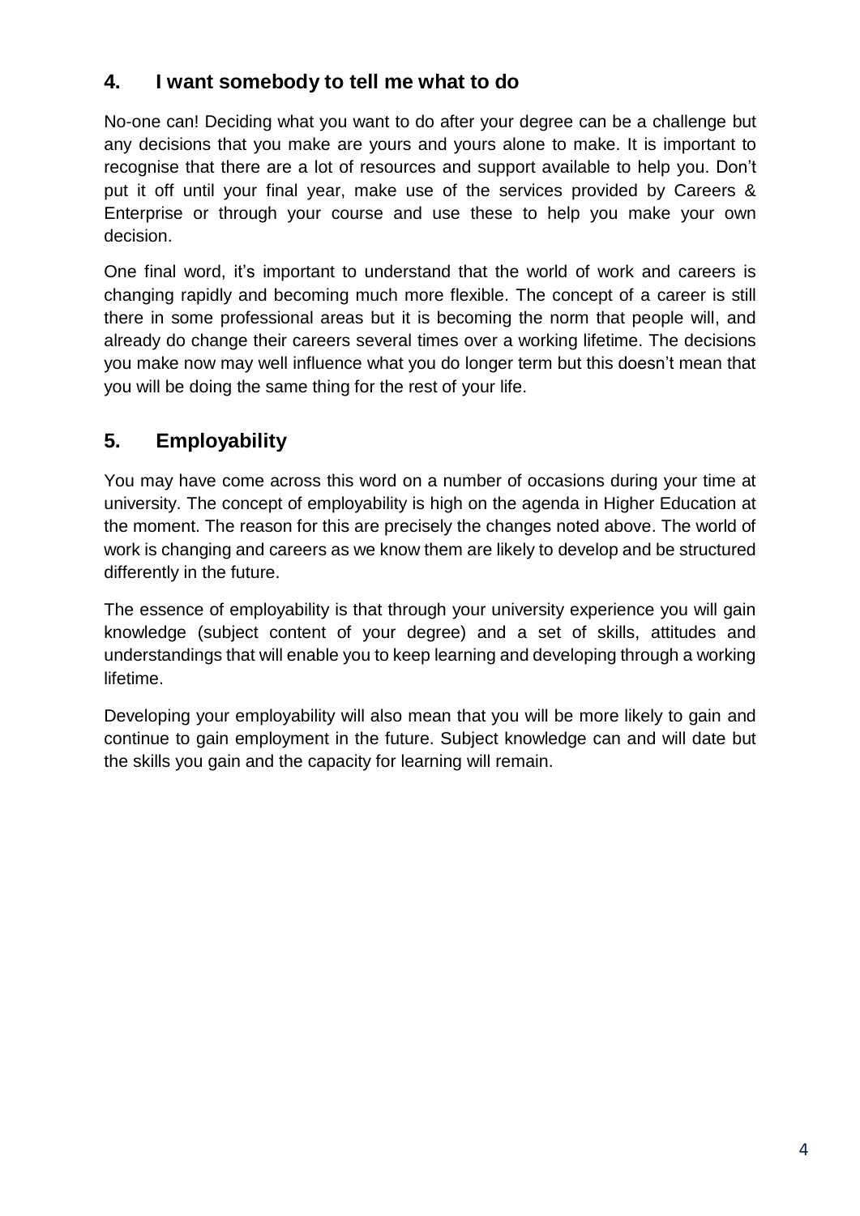## 4. I want somebody to tell me what to do

No-one can! Deciding what you want to do after your degree can be a challenge but any decisions that you make are yours and yours alone to make. It is important to recognise that there are a lot of resources and support available to help you. Don't put it off until your final year, make use of the services provided by Careers & Enterprise or through your course and use these to help you make your own decision.

One final word, it's important to understand that the world of work and careers is changing rapidly and becoming much more flexible. The concept of a career is still there in some professional areas but it is becoming the norm that people will, and already do change their careers several times over a working lifetime. The decisions you make now may well influence what you do longer term but this doesn't mean that you will be doing the same thing for the rest of your life.

## 5. Employability

You may have come across this word on a number of occasions during your time at university. The concept of employability is high on the agenda in Higher Education at the moment. The reason for this are precisely the changes noted above. The world of work is changing and careers as we know them are likely to develop and be structured differently in the future.

The essence of employability is that through your university experience you will gain knowledge (subject content of your degree) and a set of skills, attitudes and understandings that will enable you to keep learning and developing through a working lifetime.

Developing your employability will also mean that you will be more likely to gain and continue to gain employment in the future. Subject knowledge can and will date but the skills you gain and the capacity for learning will remain.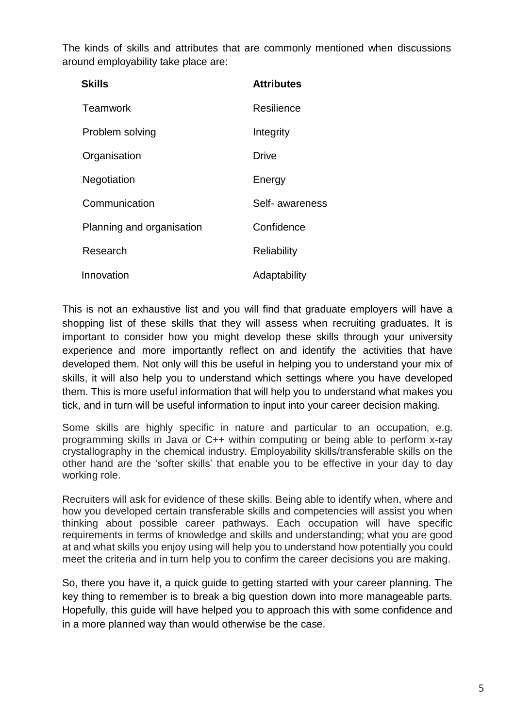The kinds of skills and attributes that are commonly mentioned when discussions around employability take place are:

| Skills | Attributes |
|---|---|
| Teamwork | Resilience |
| Problem solving | Integrity |
| Organisation | Drive |
| Negotiation | Energy |
| Communication | Self- awareness |
| Planning and organisation | Confidence |
| Research | Reliability |
| Innovation | Adaptability |

This is not an exhaustive list and you will find that graduate employers will have a shopping list of these skills that they will assess when recruiting graduates. It is important to consider how you might develop these skills through your university experience and more importantly reflect on and identify the activities that have developed them. Not only will this be useful in helping you to understand your mix of skills, it will also help you to understand which settings where you have developed them. This is more useful information that will help you to understand what makes you tick, and in turn will be useful information to input into your career decision making.

Some skills are highly specific in nature and particular to an occupation, e.g. programming skills in Java or C++ within computing or being able to perform x-ray crystallography in the chemical industry. Employability skills/transferable skills on the other hand are the 'softer skills' that enable you to be effective in your day to day working role.

Recruiters will ask for evidence of these skills. Being able to identify when, where and how you developed certain transferable skills and competencies will assist you when thinking about possible career pathways. Each occupation will have specific requirements in terms of knowledge and skills and understanding; what you are good at and what skills you enjoy using will help you to understand how potentially you could meet the criteria and in turn help you to confirm the career decisions you are making.

So, there you have it, a quick guide to getting started with your career planning. The key thing to remember is to break a big question down into more manageable parts. Hopefully, this guide will have helped you to approach this with some confidence and in a more planned way than would otherwise be the case.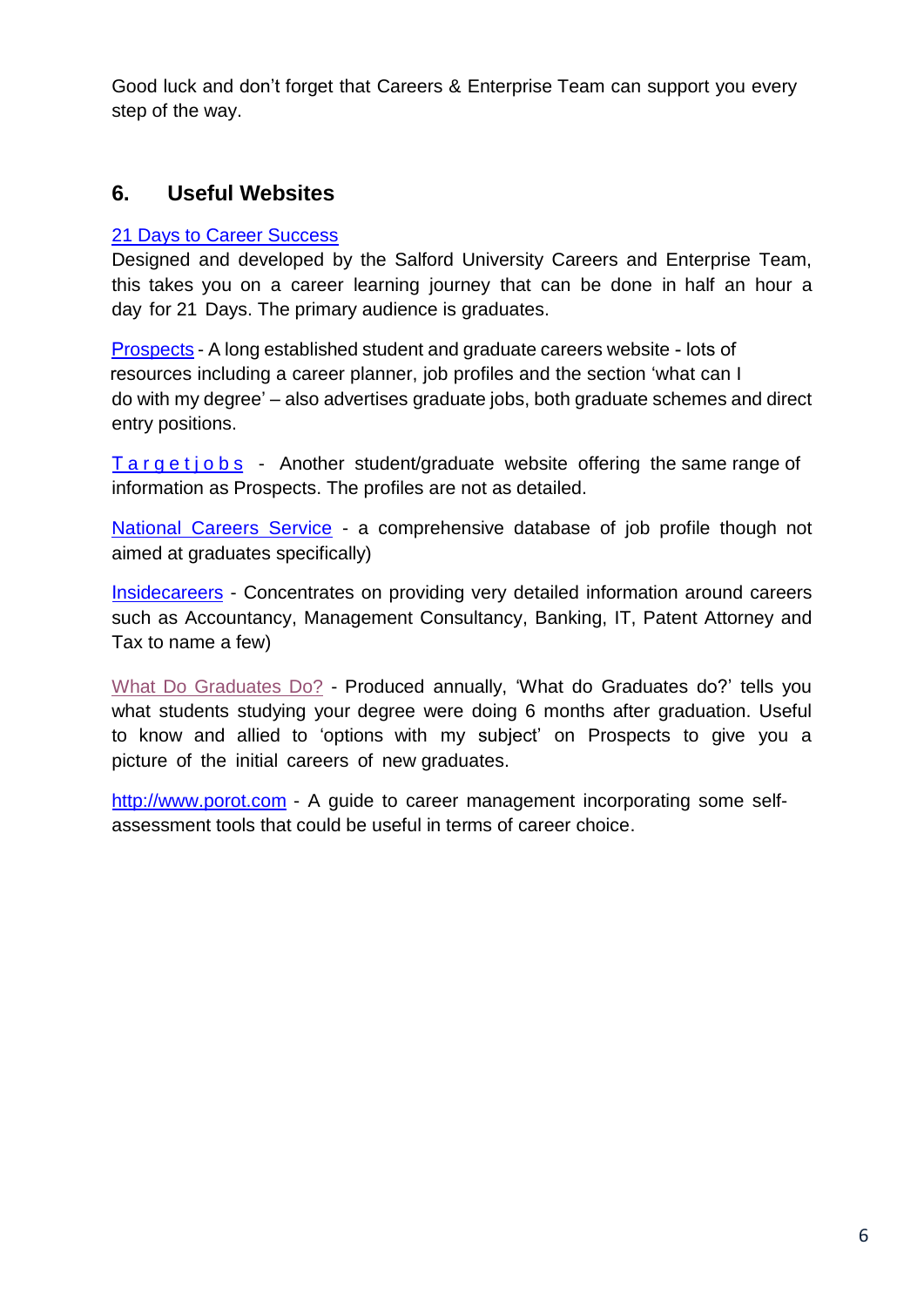Good luck and don't forget that Careers & Enterprise Team can support you every step of the way.

## 6. Useful Websites

21 Days to Career Success
Designed and developed by the Salford University Careers and Enterprise Team, this takes you on a career learning journey that can be done in half an hour a day for 21 Days. The primary audience is graduates.

Prospects - A long established student and graduate careers website - lots of resources including a career planner, job profiles and the section 'what can I do with my degree' – also advertises graduate jobs, both graduate schemes and direct entry positions.

Targetjobs - Another student/graduate website offering the same range of information as Prospects. The profiles are not as detailed.

National Careers Service - a comprehensive database of job profile though not aimed at graduates specifically)

Insidecareers - Concentrates on providing very detailed information around careers such as Accountancy, Management Consultancy, Banking, IT, Patent Attorney and Tax to name a few)

What Do Graduates Do? - Produced annually, 'What do Graduates do?' tells you what students studying your degree were doing 6 months after graduation. Useful to know and allied to 'options with my subject' on Prospects to give you a picture of the initial careers of new graduates.

http://www.porot.com - A guide to career management incorporating some self-assessment tools that could be useful in terms of career choice.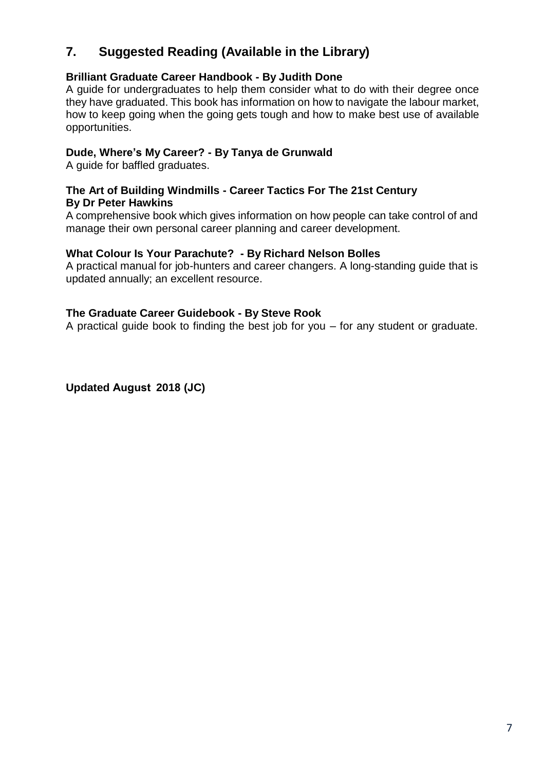## 7. Suggested Reading (Available in the Library)

**Brilliant Graduate Career Handbook - By Judith Done**
A guide for undergraduates to help them consider what to do with their degree once they have graduated. This book has information on how to navigate the labour market, how to keep going when the going gets tough and how to make best use of available opportunities.

**Dude, Where's My Career? - By Tanya de Grunwald**
A guide for baffled graduates.

**The Art of Building Windmills - Career Tactics For The 21st Century**
**By Dr Peter Hawkins**
A comprehensive book which gives information on how people can take control of and manage their own personal career planning and career development.

**What Colour Is Your Parachute? - By Richard Nelson Bolles**
A practical manual for job-hunters and career changers. A long-standing guide that is updated annually; an excellent resource.

**The Graduate Career Guidebook - By Steve Rook**
A practical guide book to finding the best job for you – for any student or graduate.

**Updated August 2018 (JC)**